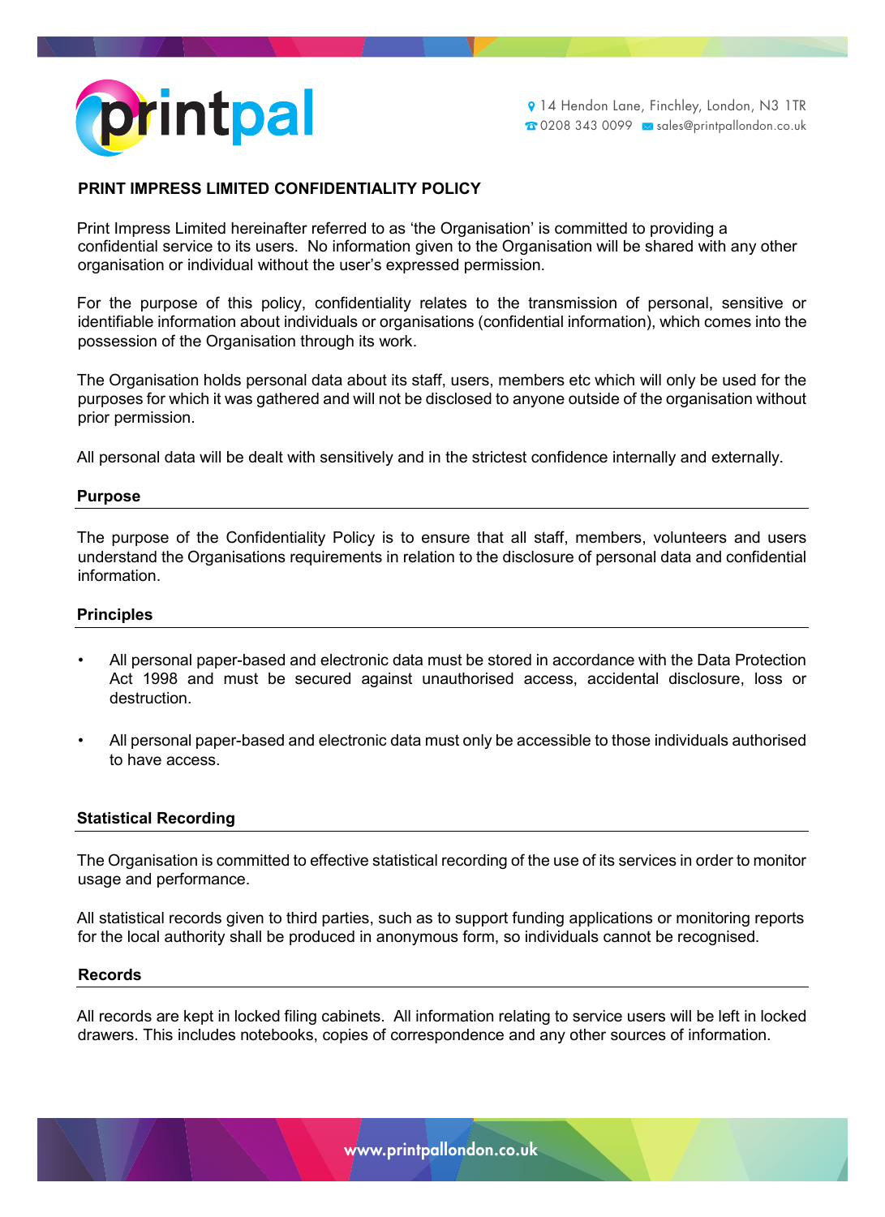# PRINT IMPRESS LIMITED CONFIDENTIALITY POLICY

Print Impress Limited hereinafter referred to as 'the Organisation' is committed to providing a confidential service to its users. No information given to the Organisation will be shared with any other organisation or individual without the user's expressed permission.

For the purpose of this policy, confidentiality relates to the transmission of personal, sensitive or identifiable information about individuals or organisations (confidential information), which comes into the possession of the Organisation through its work.

The Organisation holds personal data about its staff, users, members etc which will only be used for the purposes for which it was gathered and will not be disclosed to anyone outside of the organisation without prior permission.

All personal data will be dealt with sensitively and in the strictest confidence internally and externally.

## Purpose

The purpose of the Confidentiality Policy is to ensure that all staff, members, volunteers and users understand the Organisations requirements in relation to the disclosure of personal data and confidential information.

## Principles

- All personal paper-based and electronic data must be stored in accordance with the Data Protection Act 1998 and must be secured against unauthorised access, accidental disclosure, loss or destruction.
- All personal paper-based and electronic data must only be accessible to those individuals authorised to have access.

## Statistical Recording

The Organisation is committed to effective statistical recording of the use of its services in order to monitor usage and performance.

All statistical records given to third parties, such as to support funding applications or monitoring reports for the local authority shall be produced in anonymous form, so individuals cannot be recognised.

## Records

All records are kept in locked filing cabinets. All information relating to service users will be left in locked drawers. This includes notebooks, copies of correspondence and any other sources of information.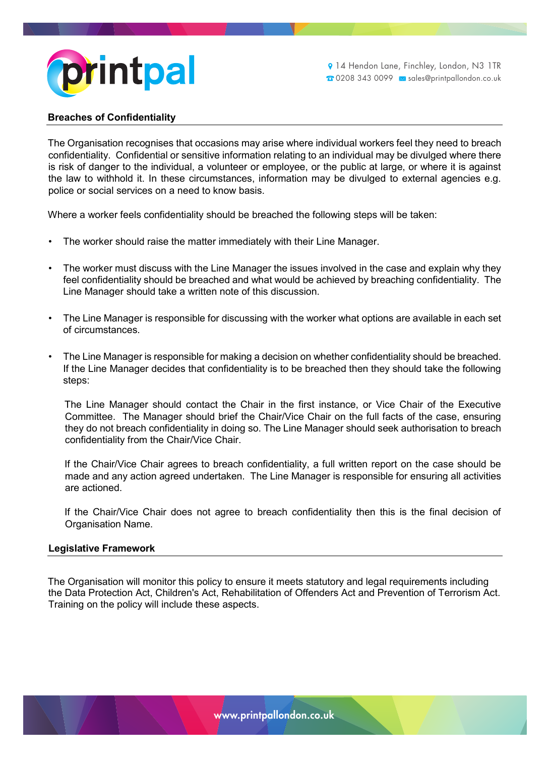## Breaches of Confidentiality

The Organisation recognises that occasions may arise where individual workers feel they need to breach confidentiality. Confidential or sensitive information relating to an individual may be divulged where there is risk of danger to the individual, a volunteer or employee, or the public at large, or where it is against the law to withhold it. In these circumstances, information may be divulged to external agencies e.g. police or social services on a need to know basis.

Where a worker feels confidentiality should be breached the following steps will be taken:

- The worker should raise the matter immediately with their Line Manager.
- The worker must discuss with the Line Manager the issues involved in the case and explain why they feel confidentiality should be breached and what would be achieved by breaching confidentiality. The Line Manager should take a written note of this discussion.
- The Line Manager is responsible for discussing with the worker what options are available in each set of circumstances.
- The Line Manager is responsible for making a decision on whether confidentiality should be breached. If the Line Manager decides that confidentiality is to be breached then they should take the following steps:

  The Line Manager should contact the Chair in the first instance, or Vice Chair of the Executive Committee. The Manager should brief the Chair/Vice Chair on the full facts of the case, ensuring they do not breach confidentiality in doing so. The Line Manager should seek authorisation to breach confidentiality from the Chair/Vice Chair.

  If the Chair/Vice Chair agrees to breach confidentiality, a full written report on the case should be made and any action agreed undertaken. The Line Manager is responsible for ensuring all activities are actioned.

  If the Chair/Vice Chair does not agree to breach confidentiality then this is the final decision of Organisation Name.

## Legislative Framework

The Organisation will monitor this policy to ensure it meets statutory and legal requirements including the Data Protection Act, Children's Act, Rehabilitation of Offenders Act and Prevention of Terrorism Act. Training on the policy will include these aspects.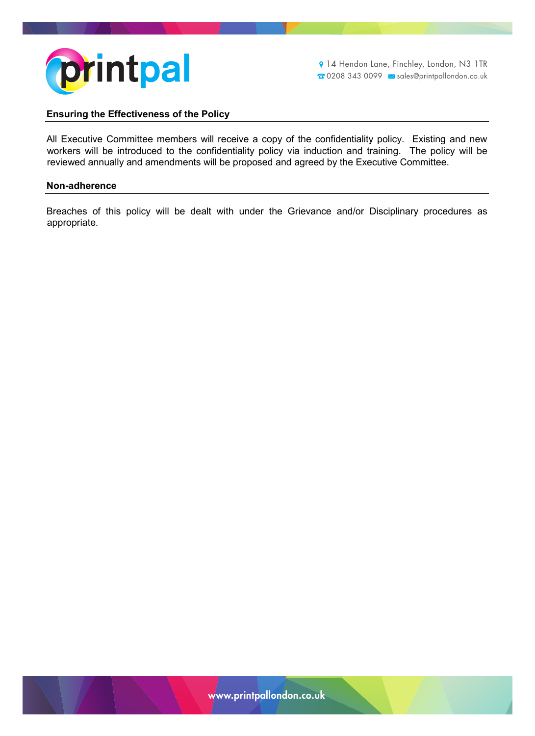## Ensuring the Effectiveness of the Policy

All Executive Committee members will receive a copy of the confidentiality policy. Existing and new workers will be introduced to the confidentiality policy via induction and training. The policy will be reviewed annually and amendments will be proposed and agreed by the Executive Committee.

## Non-adherence

Breaches of this policy will be dealt with under the Grievance and/or Disciplinary procedures as appropriate.